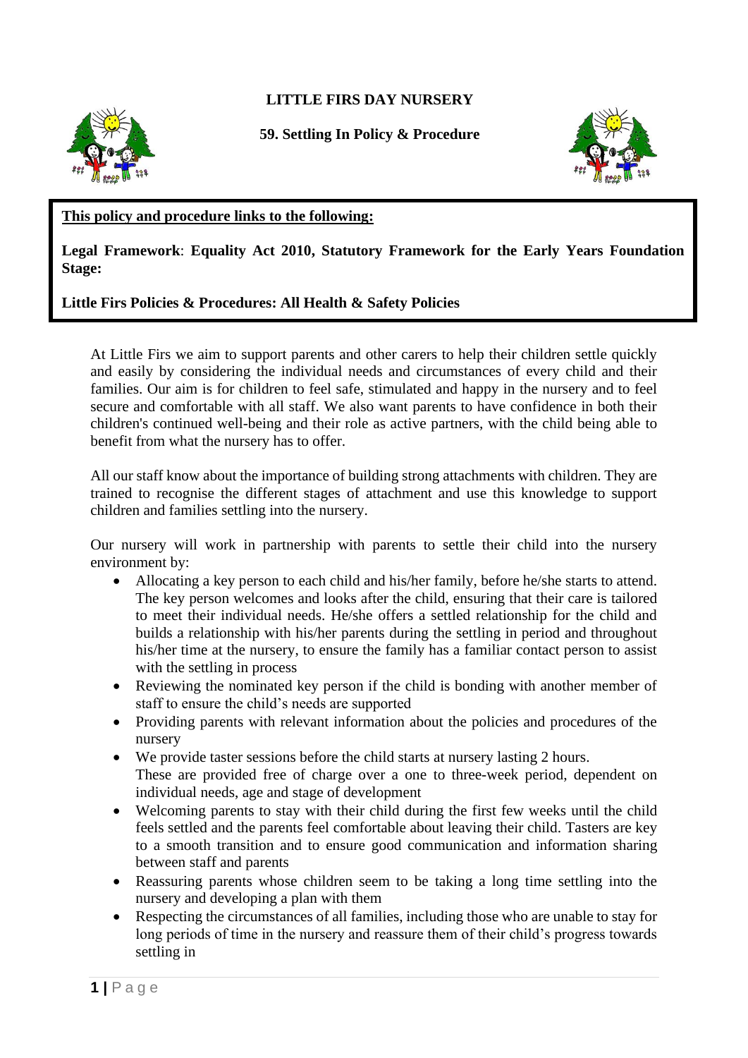# LITTLE FIRS DAY NURSERY

## 59. Settling In Policy & Procedure

**This policy and procedure links to the following:**

**Legal Framework**: **Equality Act 2010, Statutory Framework for the Early Years Foundation Stage:**

**Little Firs Policies & Procedures: All Health & Safety Policies**

At Little Firs we aim to support parents and other carers to help their children settle quickly and easily by considering the individual needs and circumstances of every child and their families. Our aim is for children to feel safe, stimulated and happy in the nursery and to feel secure and comfortable with all staff. We also want parents to have confidence in both their children's continued well-being and their role as active partners, with the child being able to benefit from what the nursery has to offer.

All our staff know about the importance of building strong attachments with children. They are trained to recognise the different stages of attachment and use this knowledge to support children and families settling into the nursery.

Our nursery will work in partnership with parents to settle their child into the nursery environment by:

- Allocating a key person to each child and his/her family, before he/she starts to attend. The key person welcomes and looks after the child, ensuring that their care is tailored to meet their individual needs. He/she offers a settled relationship for the child and builds a relationship with his/her parents during the settling in period and throughout his/her time at the nursery, to ensure the family has a familiar contact person to assist with the settling in process
- Reviewing the nominated key person if the child is bonding with another member of staff to ensure the child's needs are supported
- Providing parents with relevant information about the policies and procedures of the nursery
- We provide taster sessions before the child starts at nursery lasting 2 hours.
  These are provided free of charge over a one to three-week period, dependent on individual needs, age and stage of development
- Welcoming parents to stay with their child during the first few weeks until the child feels settled and the parents feel comfortable about leaving their child. Tasters are key to a smooth transition and to ensure good communication and information sharing between staff and parents
- Reassuring parents whose children seem to be taking a long time settling into the nursery and developing a plan with them
- Respecting the circumstances of all families, including those who are unable to stay for long periods of time in the nursery and reassure them of their child's progress towards settling in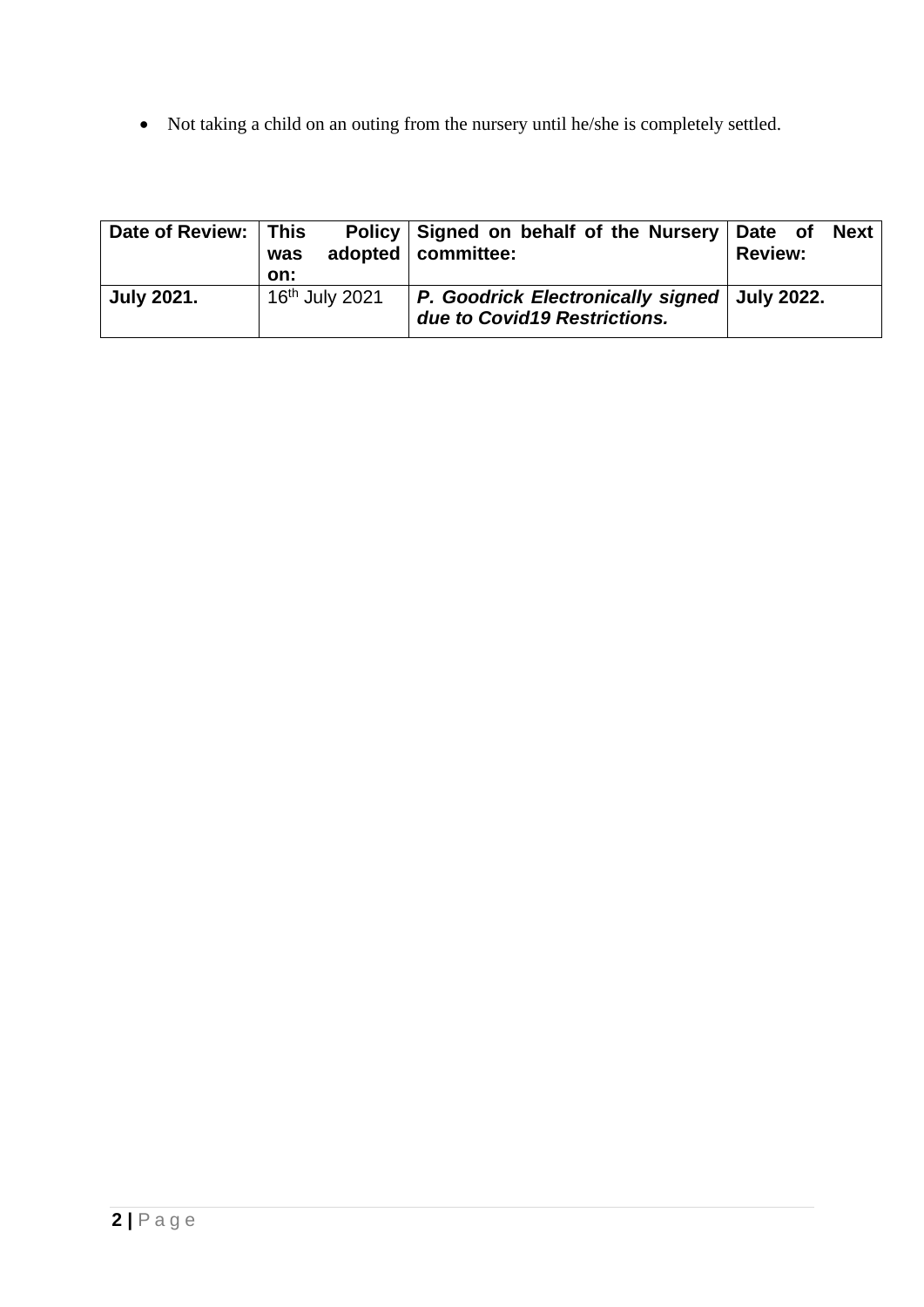- Not taking a child on an outing from the nursery until he/she is completely settled.

| **Date of Review:** | **This Policy was adopted on:** | **Signed on behalf of the Nursery committee:** | **Date of Next Review:** |
|---|---|---|---|
| **July 2021.** | 16th July 2021 | ***P. Goodrick Electronically signed due to Covid19 Restrictions.*** | **July 2022.** |